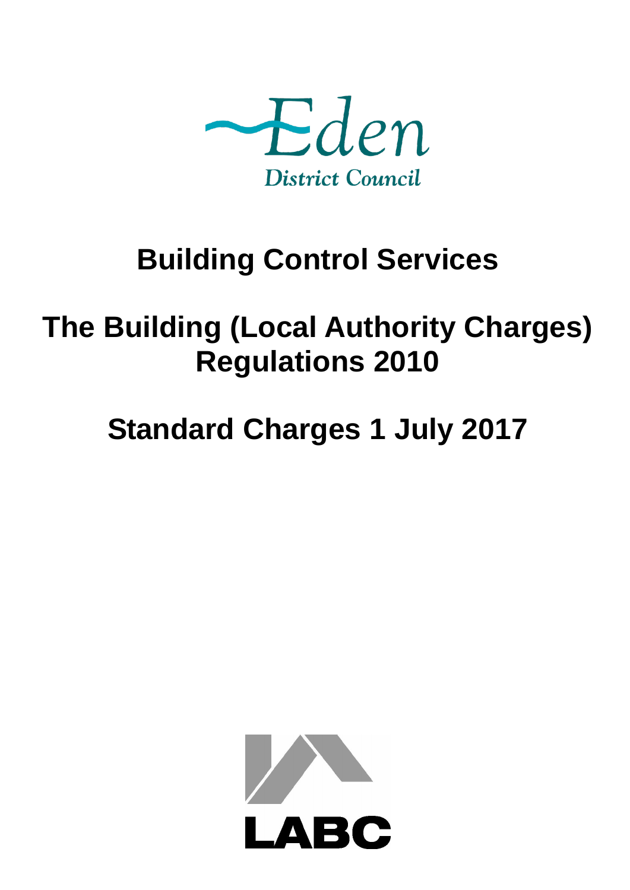Eden District Council

# Building Control Services

# The Building (Local Authority Charges) Regulations 2010

# Standard Charges 1 July 2017

LABC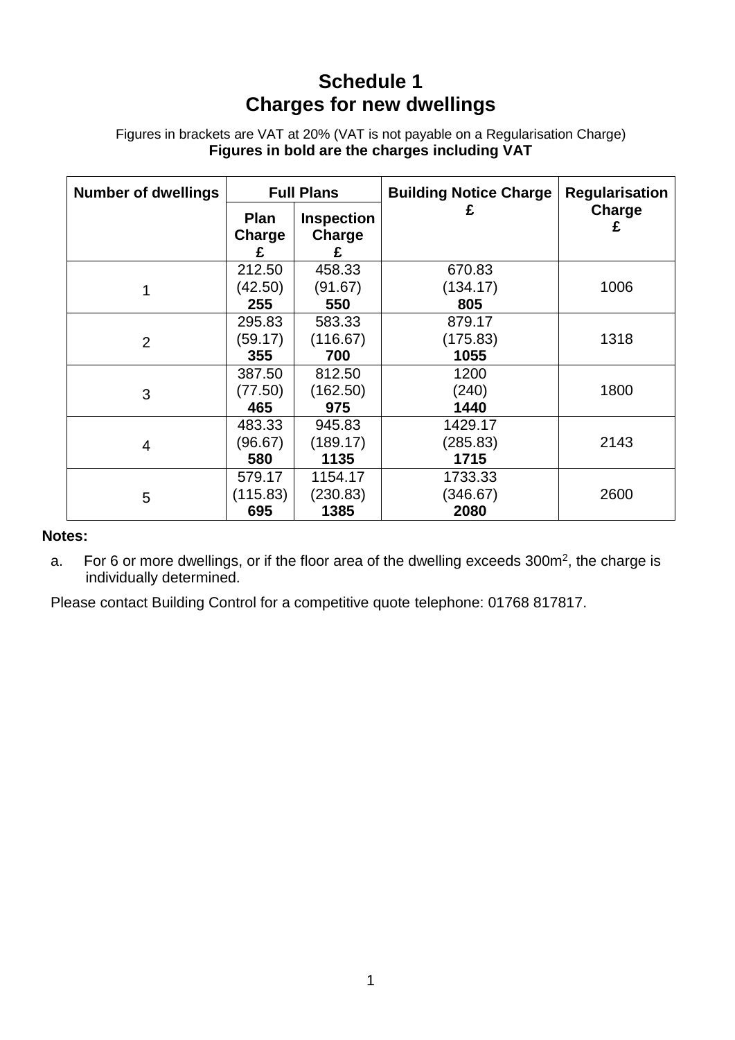# Schedule 1
# Charges for new dwellings

Figures in brackets are VAT at 20% (VAT is not payable on a Regularisation Charge)
**Figures in bold are the charges including VAT**

| Number of dwellings | Full Plans | | Building Notice Charge £ | Regularisation Charge £ |
|---|---|---|---|---|
| | Plan Charge £ | Inspection Charge £ | | |
| 1 | 212.50 (42.50) **255** | 458.33 (91.67) **550** | 670.83 (134.17) **805** | 1006 |
| 2 | 295.83 (59.17) **355** | 583.33 (116.67) **700** | 879.17 (175.83) **1055** | 1318 |
| 3 | 387.50 (77.50) **465** | 812.50 (162.50) **975** | 1200 (240) **1440** | 1800 |
| 4 | 483.33 (96.67) **580** | 945.83 (189.17) **1135** | 1429.17 (285.83) **1715** | 2143 |
| 5 | 579.17 (115.83) **695** | 1154.17 (230.83) **1385** | 1733.33 (346.67) **2080** | 2600 |

**Notes:**

a. For 6 or more dwellings, or if the floor area of the dwelling exceeds 300m$^2$, the charge is individually determined.

Please contact Building Control for a competitive quote telephone: 01768 817817.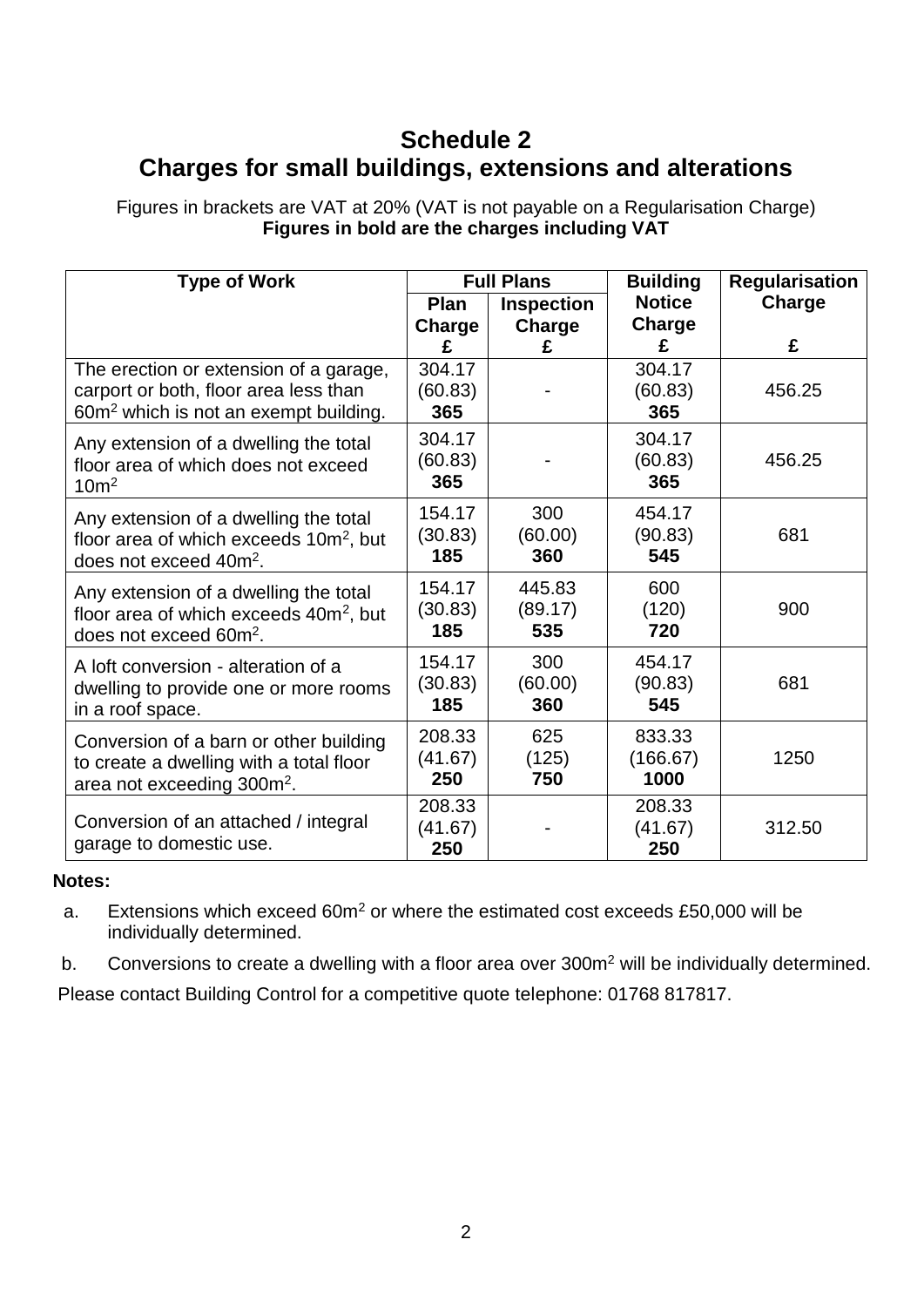# Schedule 2
# Charges for small buildings, extensions and alterations

Figures in brackets are VAT at 20% (VAT is not payable on a Regularisation Charge)
**Figures in bold are the charges including VAT**

| Type of Work | Full Plans | | Building Notice Charge | Regularisation Charge |
|---|---|---|---|---|
| | Plan Charge £ | Inspection Charge £ | £ | £ |
| The erection or extension of a garage, carport or both, floor area less than $60m^2$ which is not an exempt building. | 304.17 (60.83) **365** | - | 304.17 (60.83) **365** | 456.25 |
| Any extension of a dwelling the total floor area of which does not exceed $10m^2$ | 304.17 (60.83) **365** | - | 304.17 (60.83) **365** | 456.25 |
| Any extension of a dwelling the total floor area of which exceeds $10m^2$, but does not exceed $40m^2$. | 154.17 (30.83) **185** | 300 (60.00) **360** | 454.17 (90.83) **545** | 681 |
| Any extension of a dwelling the total floor area of which exceeds $40m^2$, but does not exceed $60m^2$. | 154.17 (30.83) **185** | 445.83 (89.17) **535** | 600 (120) **720** | 900 |
| A loft conversion - alteration of a dwelling to provide one or more rooms in a roof space. | 154.17 (30.83) **185** | 300 (60.00) **360** | 454.17 (90.83) **545** | 681 |
| Conversion of a barn or other building to create a dwelling with a total floor area not exceeding $300m^2$. | 208.33 (41.67) **250** | 625 (125) **750** | 833.33 (166.67) **1000** | 1250 |
| Conversion of an attached / integral garage to domestic use. | 208.33 (41.67) **250** | - | 208.33 (41.67) **250** | 312.50 |

**Notes:**

a. Extensions which exceed $60m^2$ or where the estimated cost exceeds £50,000 will be individually determined.

b. Conversions to create a dwelling with a floor area over $300m^2$ will be individually determined.

Please contact Building Control for a competitive quote telephone: 01768 817817.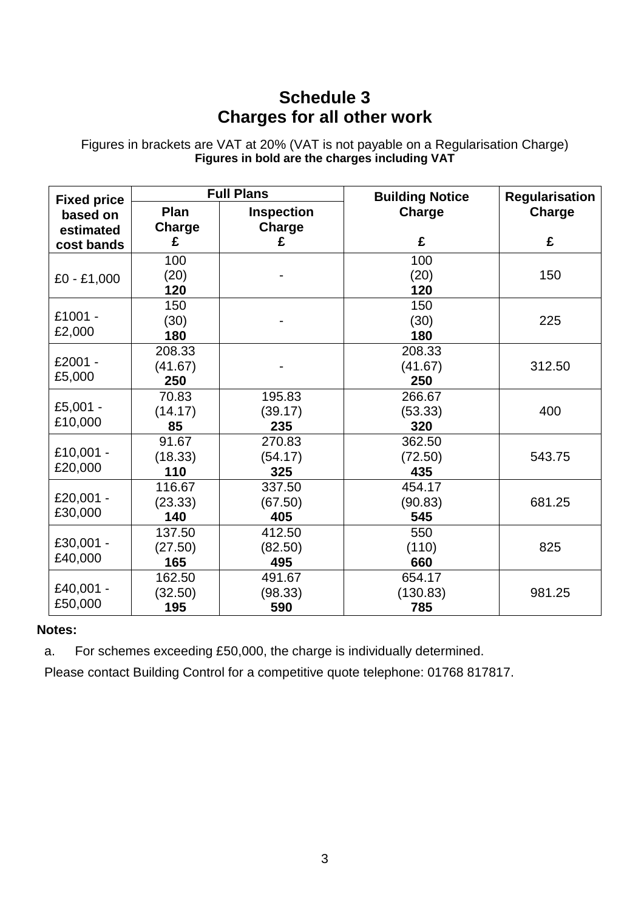# Schedule 3
# Charges for all other work

Figures in brackets are VAT at 20% (VAT is not payable on a Regularisation Charge)
**Figures in bold are the charges including VAT**

| Fixed price based on estimated cost bands | Full Plans | | Building Notice Charge | Regularisation Charge |
|---|---|---|---|---|
| | Plan Charge £ | Inspection Charge £ | £ | £ |
| £0 - £1,000 | 100<br>(20)<br>**120** | - | 100<br>(20)<br>**120** | 150 |
| £1001 - £2,000 | 150<br>(30)<br>**180** | - | 150<br>(30)<br>**180** | 225 |
| £2001 - £5,000 | 208.33<br>(41.67)<br>**250** | - | 208.33<br>(41.67)<br>**250** | 312.50 |
| £5,001 - £10,000 | 70.83<br>(14.17)<br>**85** | 195.83<br>(39.17)<br>**235** | 266.67<br>(53.33)<br>**320** | 400 |
| £10,001 - £20,000 | 91.67<br>(18.33)<br>**110** | 270.83<br>(54.17)<br>**325** | 362.50<br>(72.50)<br>**435** | 543.75 |
| £20,001 - £30,000 | 116.67<br>(23.33)<br>**140** | 337.50<br>(67.50)<br>**405** | 454.17<br>(90.83)<br>**545** | 681.25 |
| £30,001 - £40,000 | 137.50<br>(27.50)<br>**165** | 412.50<br>(82.50)<br>**495** | 550<br>(110)<br>**660** | 825 |
| £40,001 - £50,000 | 162.50<br>(32.50)<br>**195** | 491.67<br>(98.33)<br>**590** | 654.17<br>(130.83)<br>**785** | 981.25 |

**Notes:**

a. For schemes exceeding £50,000, the charge is individually determined.

Please contact Building Control for a competitive quote telephone: 01768 817817.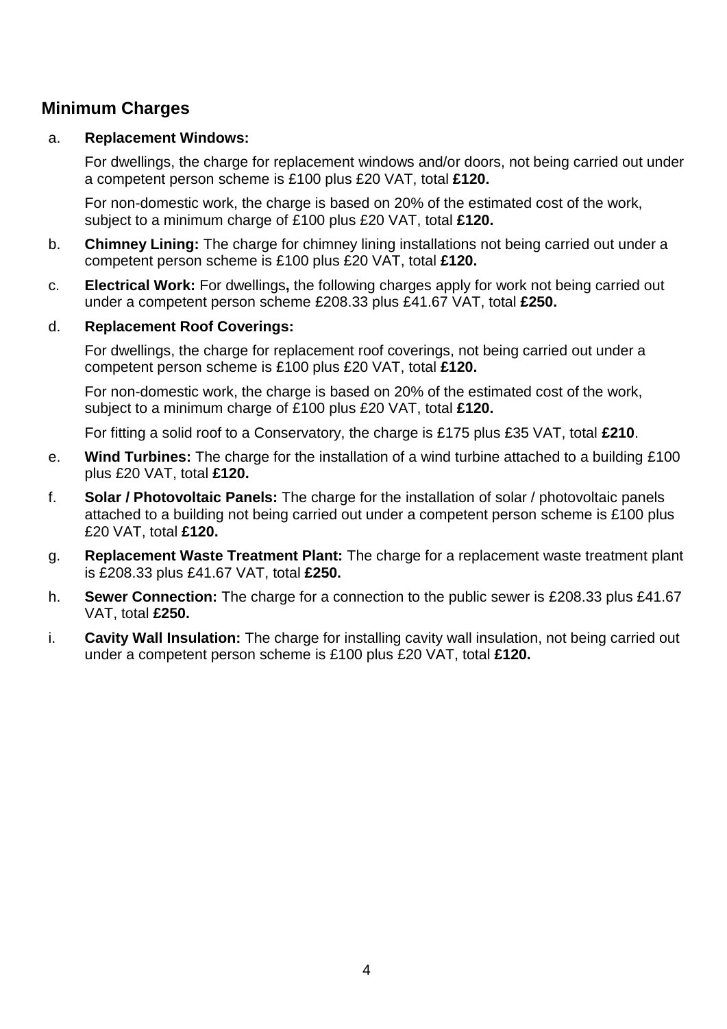## Minimum Charges

a. **Replacement Windows:**

For dwellings, the charge for replacement windows and/or doors, not being carried out under a competent person scheme is £100 plus £20 VAT, total **£120.**

For non-domestic work, the charge is based on 20% of the estimated cost of the work, subject to a minimum charge of £100 plus £20 VAT, total **£120.**

b. **Chimney Lining:** The charge for chimney lining installations not being carried out under a competent person scheme is £100 plus £20 VAT, total **£120.**

c. **Electrical Work:** For dwellings**,** the following charges apply for work not being carried out under a competent person scheme £208.33 plus £41.67 VAT, total **£250.**

d. **Replacement Roof Coverings:**

For dwellings, the charge for replacement roof coverings, not being carried out under a competent person scheme is £100 plus £20 VAT, total **£120.**

For non-domestic work, the charge is based on 20% of the estimated cost of the work, subject to a minimum charge of £100 plus £20 VAT, total **£120.**

For fitting a solid roof to a Conservatory, the charge is £175 plus £35 VAT, total **£210**.

e. **Wind Turbines:** The charge for the installation of a wind turbine attached to a building £100 plus £20 VAT, total **£120.**

f. **Solar / Photovoltaic Panels:** The charge for the installation of solar / photovoltaic panels attached to a building not being carried out under a competent person scheme is £100 plus £20 VAT, total **£120.**

g. **Replacement Waste Treatment Plant:** The charge for a replacement waste treatment plant is £208.33 plus £41.67 VAT, total **£250.**

h. **Sewer Connection:** The charge for a connection to the public sewer is £208.33 plus £41.67 VAT, total **£250.**

i. **Cavity Wall Insulation:** The charge for installing cavity wall insulation, not being carried out under a competent person scheme is £100 plus £20 VAT, total **£120.**